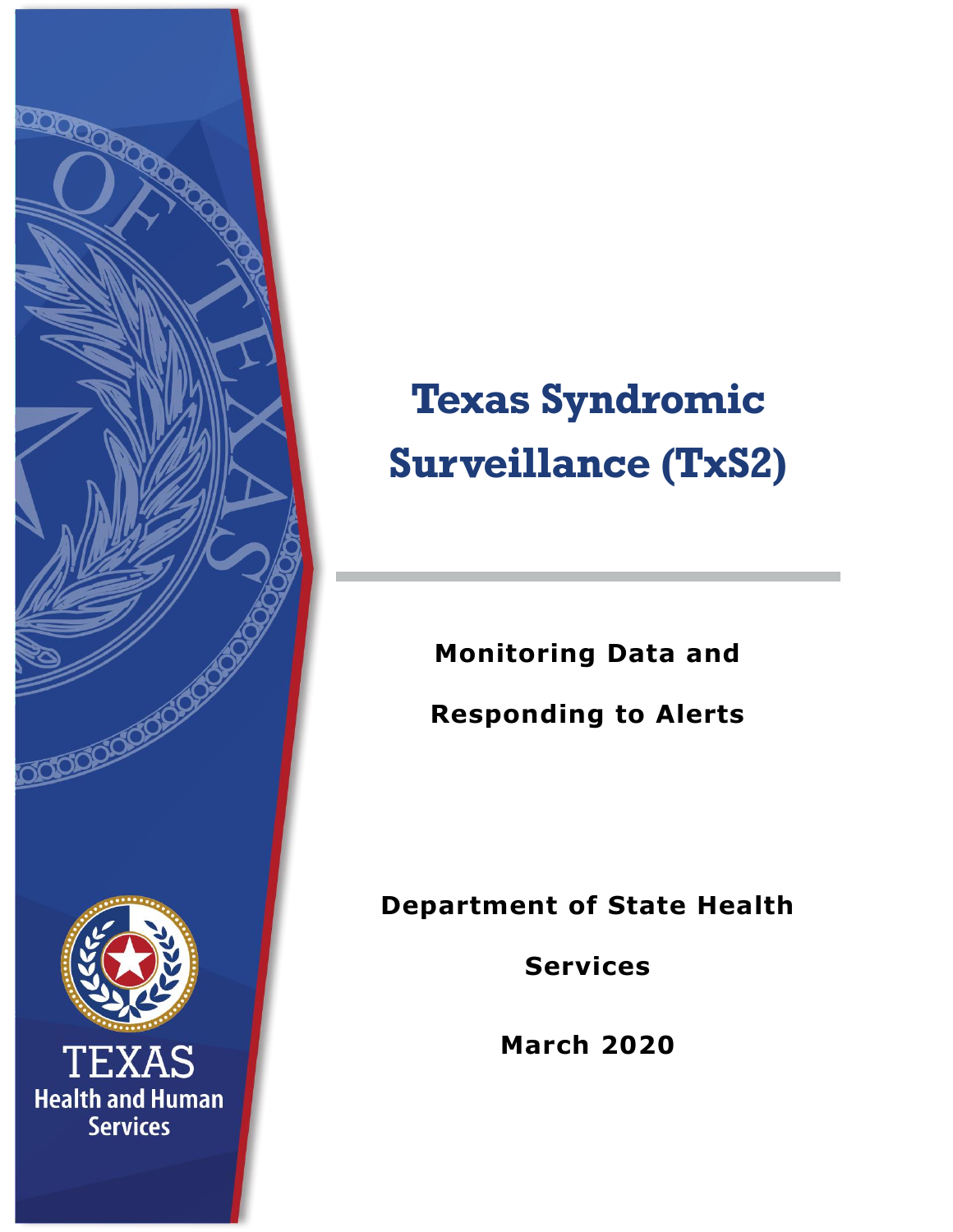# Texas Syndromic Surveillance (TxS2)

**Monitoring Data and Responding to Alerts**

**Department of State Health Services**

**March 2020**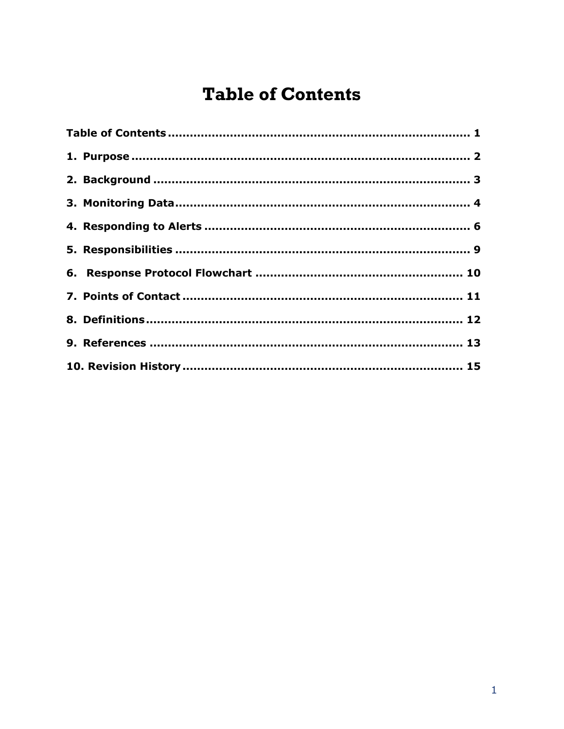# Table of Contents

Table of Contents ........................................................................... 1

1. Purpose ...................................................................................... 2

2. Background ................................................................................. 3

3. Monitoring Data............................................................................ 4

4. Responding to Alerts ..................................................................... 6

5. Responsibilities ............................................................................ 9

6. Response Protocol Flowchart ....................................................... 10

7. Points of Contact ........................................................................ 11

8. Definitions.................................................................................. 12

9. References ................................................................................. 13

10. Revision History ........................................................................ 15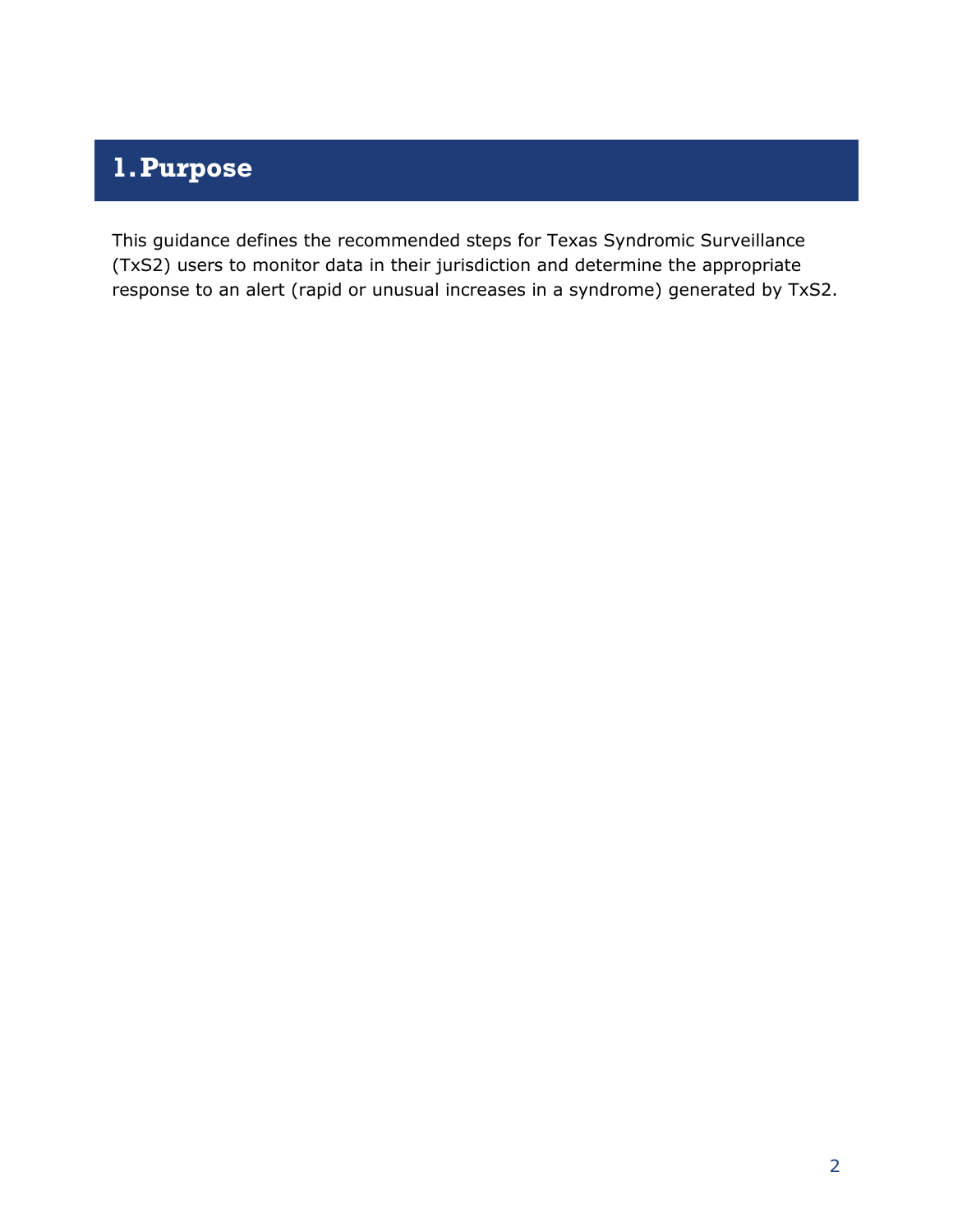# 1. Purpose

This guidance defines the recommended steps for Texas Syndromic Surveillance (TxS2) users to monitor data in their jurisdiction and determine the appropriate response to an alert (rapid or unusual increases in a syndrome) generated by TxS2.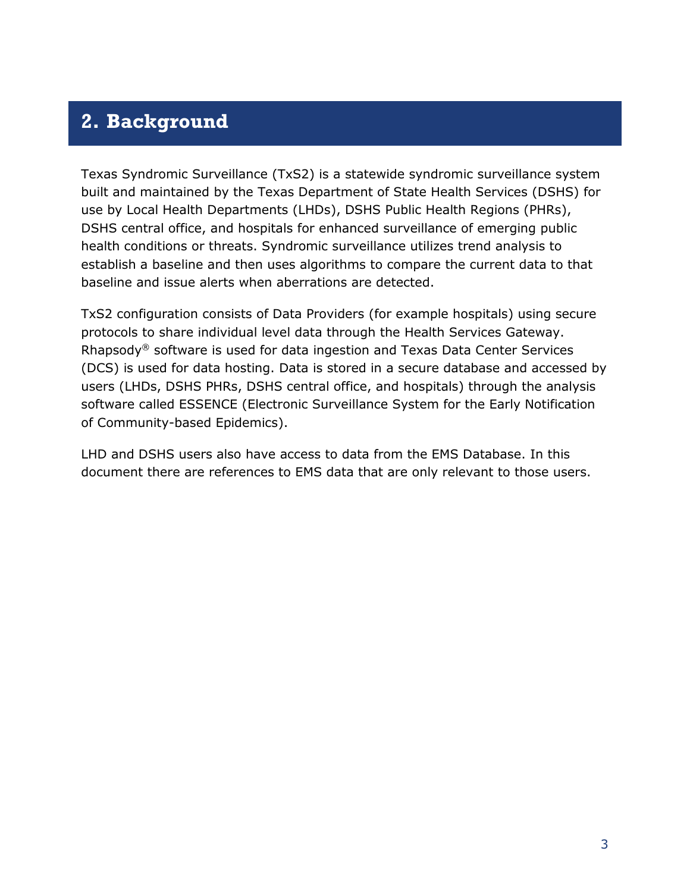## 2. Background

Texas Syndromic Surveillance (TxS2) is a statewide syndromic surveillance system built and maintained by the Texas Department of State Health Services (DSHS) for use by Local Health Departments (LHDs), DSHS Public Health Regions (PHRs), DSHS central office, and hospitals for enhanced surveillance of emerging public health conditions or threats. Syndromic surveillance utilizes trend analysis to establish a baseline and then uses algorithms to compare the current data to that baseline and issue alerts when aberrations are detected.

TxS2 configuration consists of Data Providers (for example hospitals) using secure protocols to share individual level data through the Health Services Gateway. Rhapsody® software is used for data ingestion and Texas Data Center Services (DCS) is used for data hosting. Data is stored in a secure database and accessed by users (LHDs, DSHS PHRs, DSHS central office, and hospitals) through the analysis software called ESSENCE (Electronic Surveillance System for the Early Notification of Community-based Epidemics).

LHD and DSHS users also have access to data from the EMS Database. In this document there are references to EMS data that are only relevant to those users.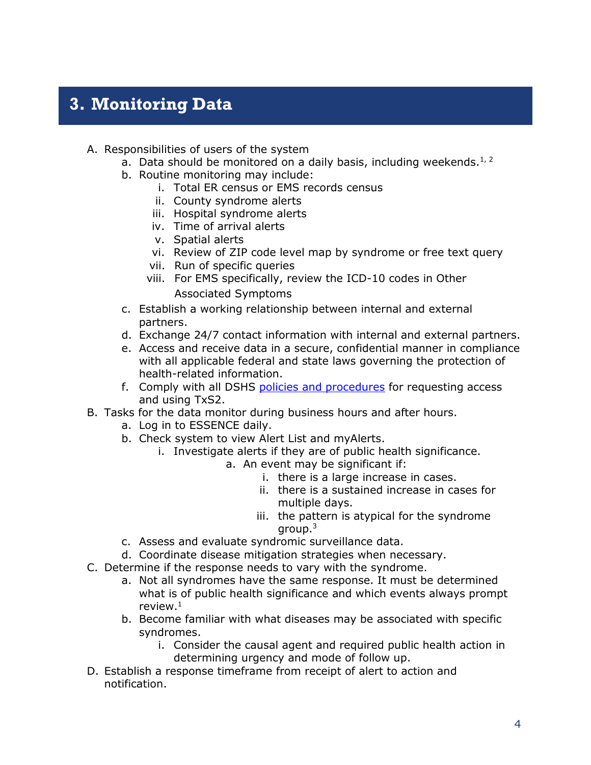# 3. Monitoring Data

A. Responsibilities of users of the system
   a. Data should be monitored on a daily basis, including weekends.[1, 2]
   b. Routine monitoring may include:
      i. Total ER census or EMS records census
      ii. County syndrome alerts
      iii. Hospital syndrome alerts
      iv. Time of arrival alerts
      v. Spatial alerts
      vi. Review of ZIP code level map by syndrome or free text query
      vii. Run of specific queries
      viii. For EMS specifically, review the ICD-10 codes in Other Associated Symptoms
   c. Establish a working relationship between internal and external partners.
   d. Exchange 24/7 contact information with internal and external partners.
   e. Access and receive data in a secure, confidential manner in compliance with all applicable federal and state laws governing the protection of health-related information.
   f. Comply with all DSHS policies and procedures for requesting access and using TxS2.

B. Tasks for the data monitor during business hours and after hours.
   a. Log in to ESSENCE daily.
   b. Check system to view Alert List and myAlerts.
      i. Investigate alerts if they are of public health significance.
         a. An event may be significant if:
            i. there is a large increase in cases.
            ii. there is a sustained increase in cases for multiple days.
            iii. the pattern is atypical for the syndrome group.[3]
   c. Assess and evaluate syndromic surveillance data.
   d. Coordinate disease mitigation strategies when necessary.

C. Determine if the response needs to vary with the syndrome.
   a. Not all syndromes have the same response. It must be determined what is of public health significance and which events always prompt review.[1]
   b. Become familiar with what diseases may be associated with specific syndromes.
      i. Consider the causal agent and required public health action in determining urgency and mode of follow up.

D. Establish a response timeframe from receipt of alert to action and notification.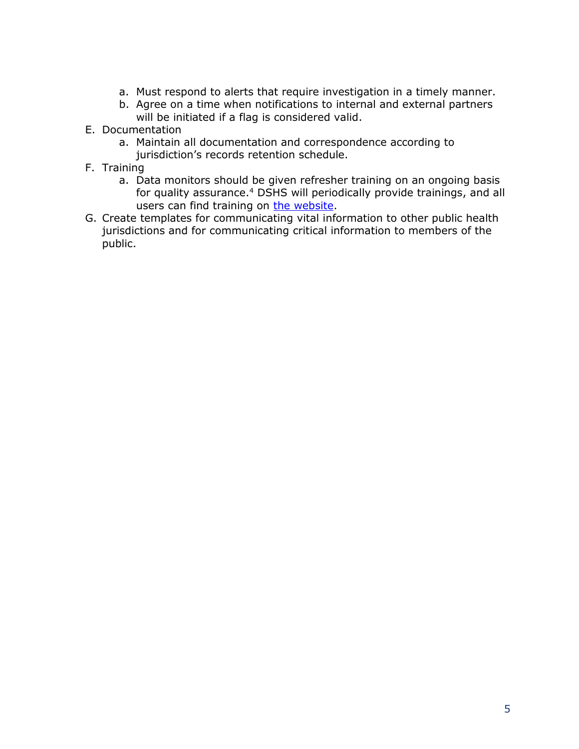a. Must respond to alerts that require investigation in a timely manner.
   b. Agree on a time when notifications to internal and external partners will be initiated if a flag is considered valid.

E. Documentation
   a. Maintain all documentation and correspondence according to jurisdiction's records retention schedule.

F. Training
   a. Data monitors should be given refresher training on an ongoing basis for quality assurance.[4] DSHS will periodically provide trainings, and all users can find training on the website.

G. Create templates for communicating vital information to other public health jurisdictions and for communicating critical information to members of the public.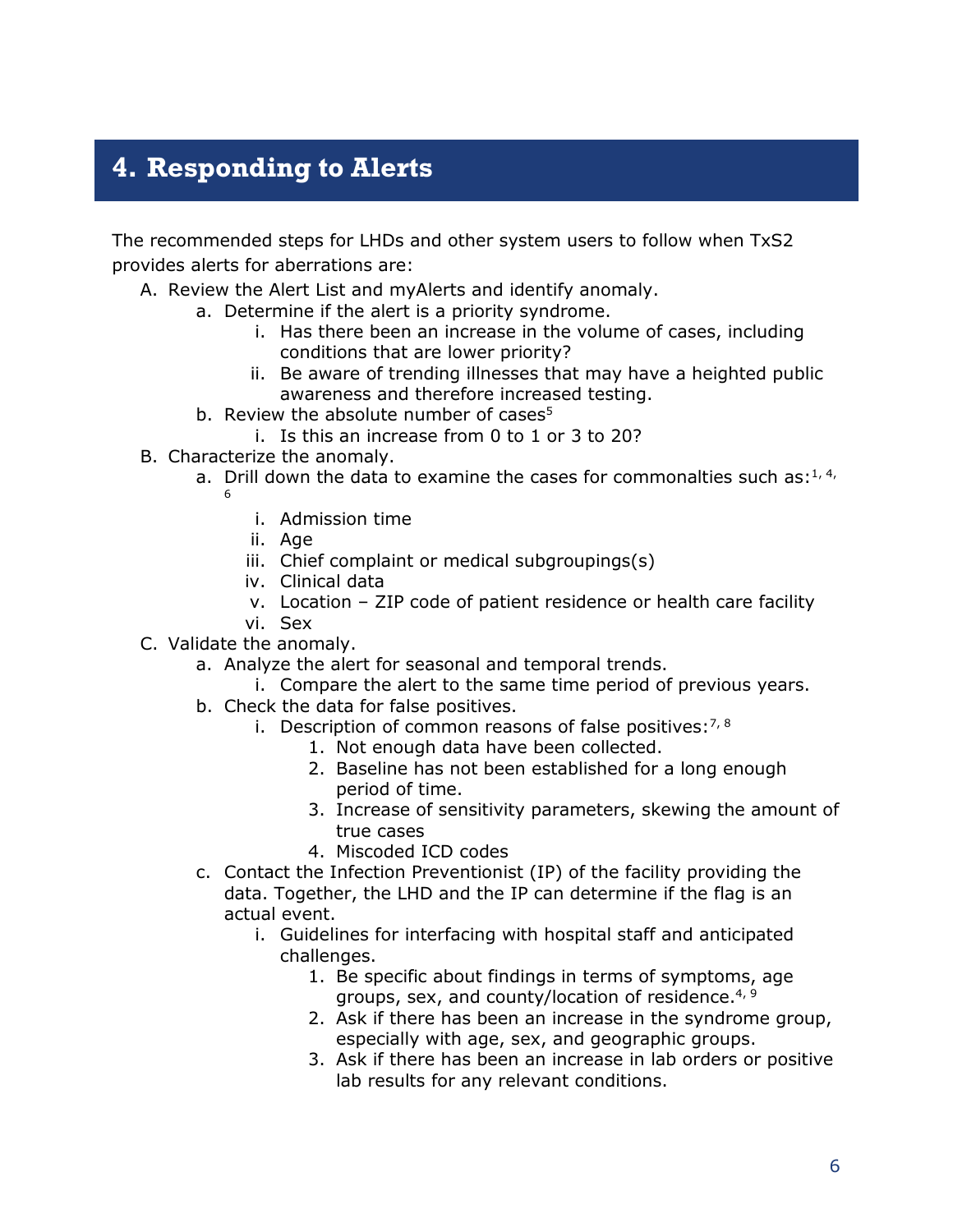## 4. Responding to Alerts

The recommended steps for LHDs and other system users to follow when TxS2 provides alerts for aberrations are:

A. Review the Alert List and myAlerts and identify anomaly.
    a. Determine if the alert is a priority syndrome.
        i. Has there been an increase in the volume of cases, including conditions that are lower priority?
        ii. Be aware of trending illnesses that may have a heighted public awareness and therefore increased testing.
    b. Review the absolute number of cases[5]
        i. Is this an increase from 0 to 1 or 3 to 20?
B. Characterize the anomaly.
    a. Drill down the data to examine the cases for commonalties such as:[1, 4, 6]
        i. Admission time
        ii. Age
        iii. Chief complaint or medical subgroupings(s)
        iv. Clinical data
        v. Location – ZIP code of patient residence or health care facility
        vi. Sex
C. Validate the anomaly.
    a. Analyze the alert for seasonal and temporal trends.
        i. Compare the alert to the same time period of previous years.
    b. Check the data for false positives.
        i. Description of common reasons of false positives:[7, 8]
            1. Not enough data have been collected.
            2. Baseline has not been established for a long enough period of time.
            3. Increase of sensitivity parameters, skewing the amount of true cases
            4. Miscoded ICD codes
    c. Contact the Infection Preventionist (IP) of the facility providing the data. Together, the LHD and the IP can determine if the flag is an actual event.
        i. Guidelines for interfacing with hospital staff and anticipated challenges.
            1. Be specific about findings in terms of symptoms, age groups, sex, and county/location of residence.[4, 9]
            2. Ask if there has been an increase in the syndrome group, especially with age, sex, and geographic groups.
            3. Ask if there has been an increase in lab orders or positive lab results for any relevant conditions.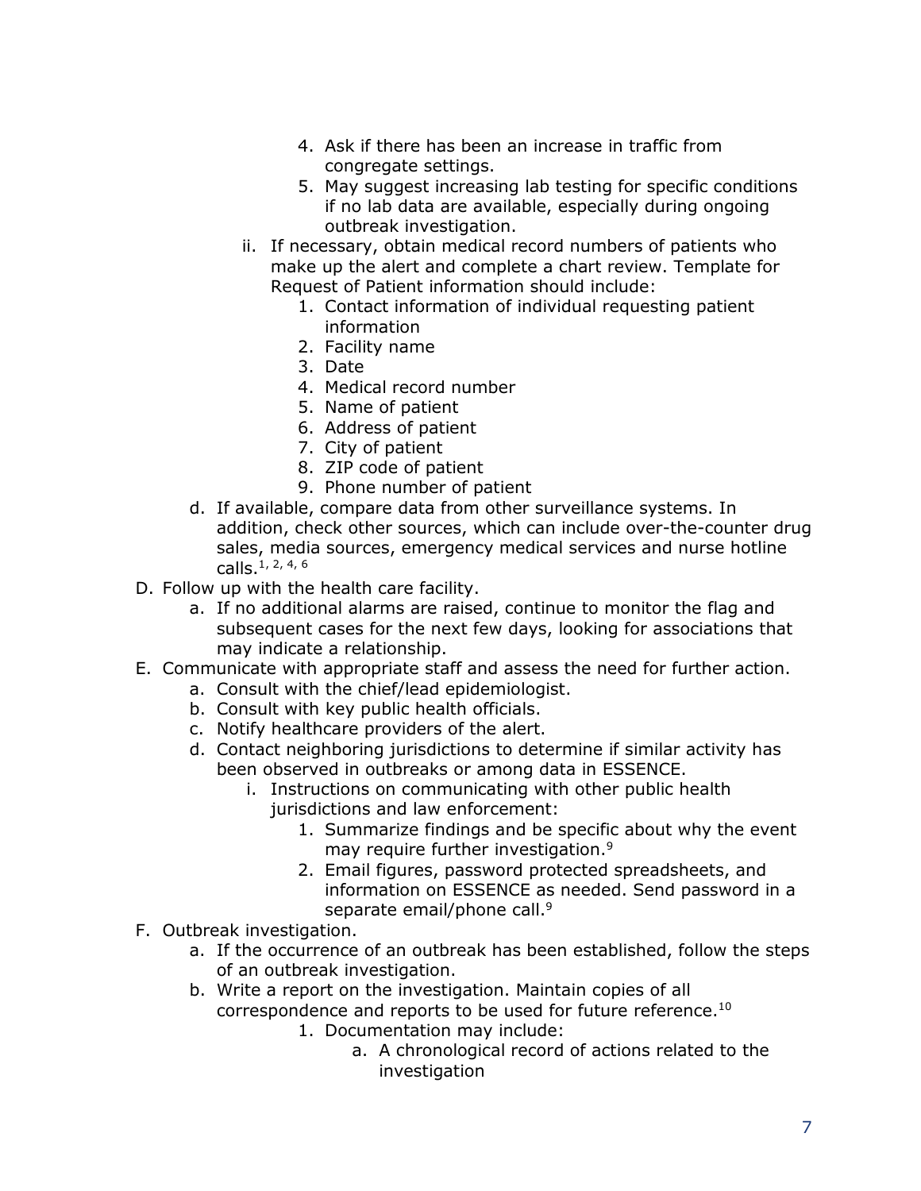4. Ask if there has been an increase in traffic from congregate settings.
5. May suggest increasing lab testing for specific conditions if no lab data are available, especially during ongoing outbreak investigation.

ii. If necessary, obtain medical record numbers of patients who make up the alert and complete a chart review. Template for Request of Patient information should include:

1. Contact information of individual requesting patient information
2. Facility name
3. Date
4. Medical record number
5. Name of patient
6. Address of patient
7. City of patient
8. ZIP code of patient
9. Phone number of patient

d. If available, compare data from other surveillance systems. In addition, check other sources, which can include over-the-counter drug sales, media sources, emergency medical services and nurse hotline calls.[1, 2, 4, 6]

D. Follow up with the health care facility.

a. If no additional alarms are raised, continue to monitor the flag and subsequent cases for the next few days, looking for associations that may indicate a relationship.

E. Communicate with appropriate staff and assess the need for further action.

a. Consult with the chief/lead epidemiologist.
b. Consult with key public health officials.
c. Notify healthcare providers of the alert.
d. Contact neighboring jurisdictions to determine if similar activity has been observed in outbreaks or among data in ESSENCE.

i. Instructions on communicating with other public health jurisdictions and law enforcement:

1. Summarize findings and be specific about why the event may require further investigation.[9]
2. Email figures, password protected spreadsheets, and information on ESSENCE as needed. Send password in a separate email/phone call.[9]

F. Outbreak investigation.

a. If the occurrence of an outbreak has been established, follow the steps of an outbreak investigation.
b. Write a report on the investigation. Maintain copies of all correspondence and reports to be used for future reference.[10]

1. Documentation may include:

a. A chronological record of actions related to the investigation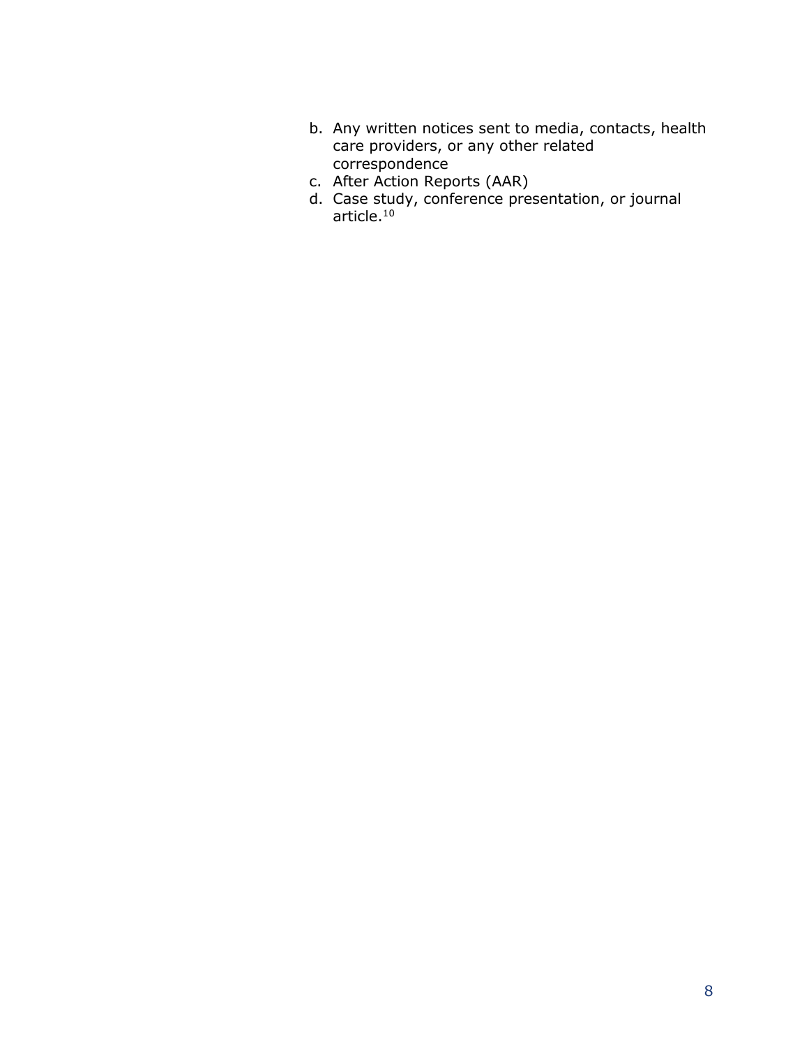b. Any written notices sent to media, contacts, health care providers, or any other related correspondence
c. After Action Reports (AAR)
d. Case study, conference presentation, or journal article.[10]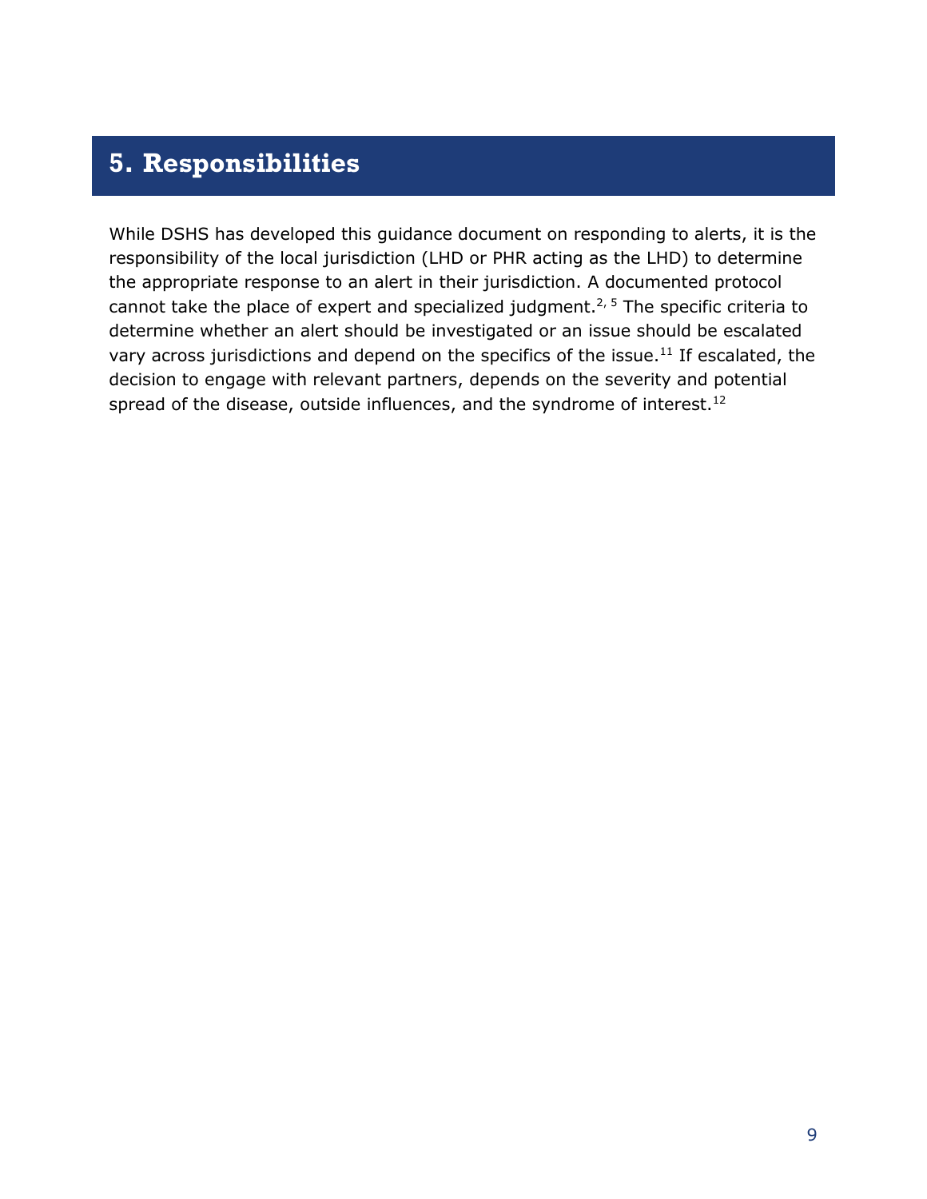## 5. Responsibilities

While DSHS has developed this guidance document on responding to alerts, it is the responsibility of the local jurisdiction (LHD or PHR acting as the LHD) to determine the appropriate response to an alert in their jurisdiction. A documented protocol cannot take the place of expert and specialized judgment.[2, 5] The specific criteria to determine whether an alert should be investigated or an issue should be escalated vary across jurisdictions and depend on the specifics of the issue.[11] If escalated, the decision to engage with relevant partners, depends on the severity and potential spread of the disease, outside influences, and the syndrome of interest.[12]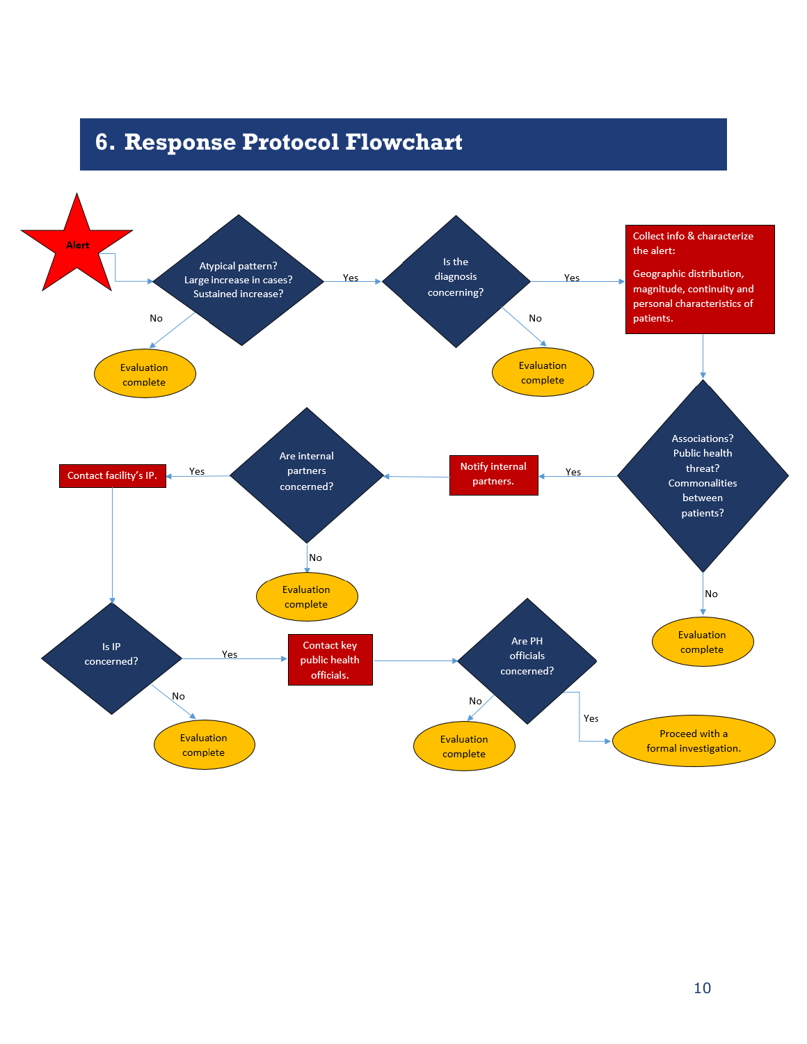# 6. Response Protocol Flowchart

Alert

Atypical pattern? Large increase in cases? Sustained increase?

Yes

No

Evaluation complete

Is the diagnosis concerning?

Yes

No

Evaluation complete

Collect info & characterize the alert:

Geographic distribution, magnitude, continuity and personal characteristics of patients.

Associations? Public health threat? Commonalities between patients?

No

Evaluation complete

Yes

Notify internal partners.

Are internal partners concerned?

No

Evaluation complete

Yes

Contact facility's IP.

Is IP concerned?

No

Evaluation complete

Yes

Contact key public health officials.

Are PH officials concerned?

No

Evaluation complete

Yes

Proceed with a formal investigation.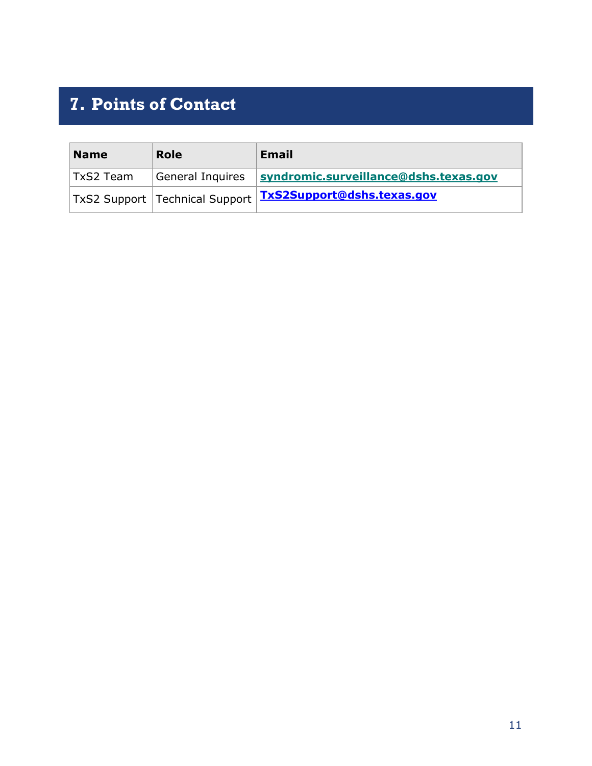# 7. Points of Contact

| Name | Role | Email |
|---|---|---|
| TxS2 Team | General Inquires | **syndromic.surveillance@dshs.texas.gov** |
| TxS2 Support | Technical Support | **TxS2Support@dshs.texas.gov** |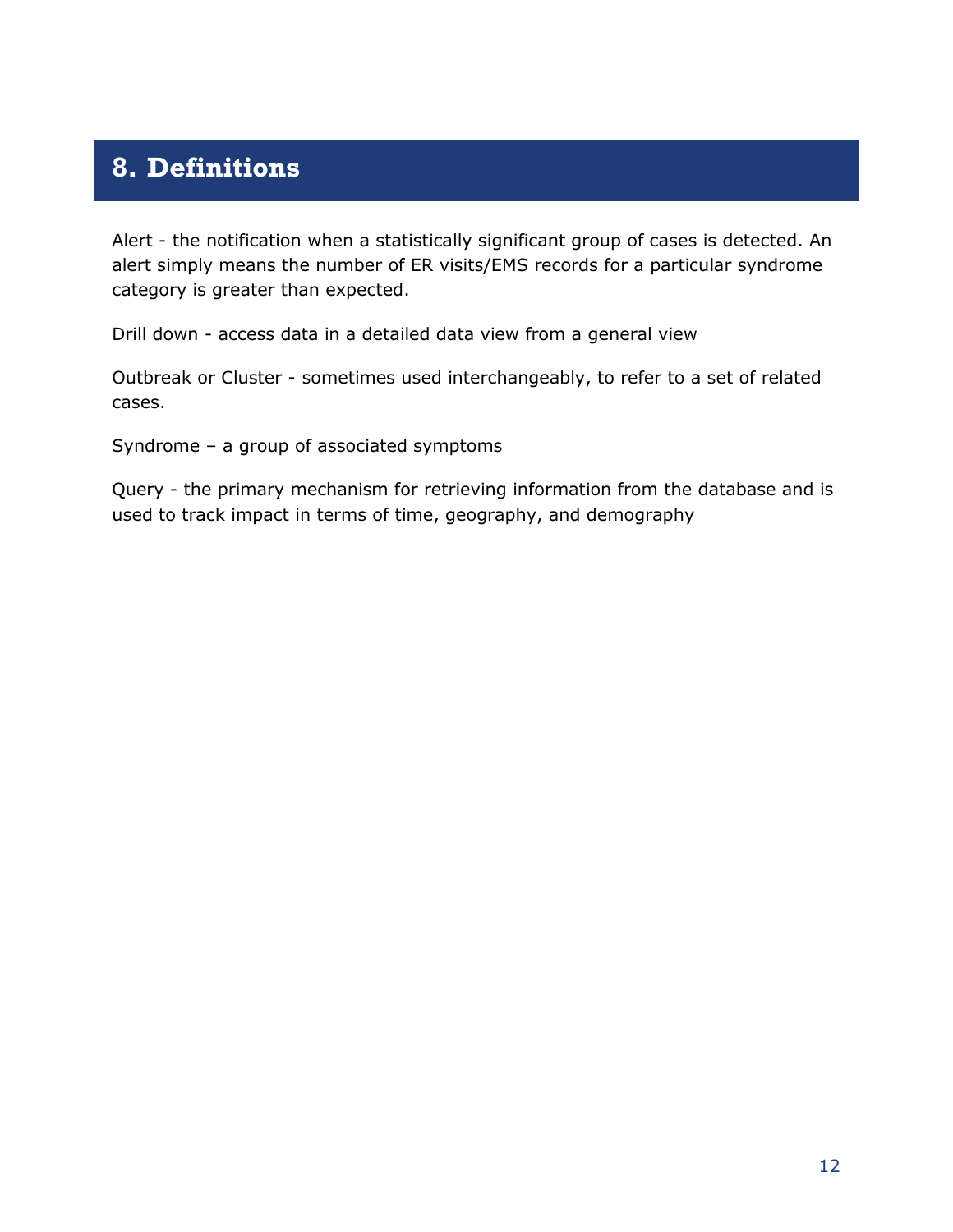# 8. Definitions

Alert - the notification when a statistically significant group of cases is detected. An alert simply means the number of ER visits/EMS records for a particular syndrome category is greater than expected.

Drill down - access data in a detailed data view from a general view

Outbreak or Cluster - sometimes used interchangeably, to refer to a set of related cases.

Syndrome – a group of associated symptoms

Query - the primary mechanism for retrieving information from the database and is used to track impact in terms of time, geography, and demography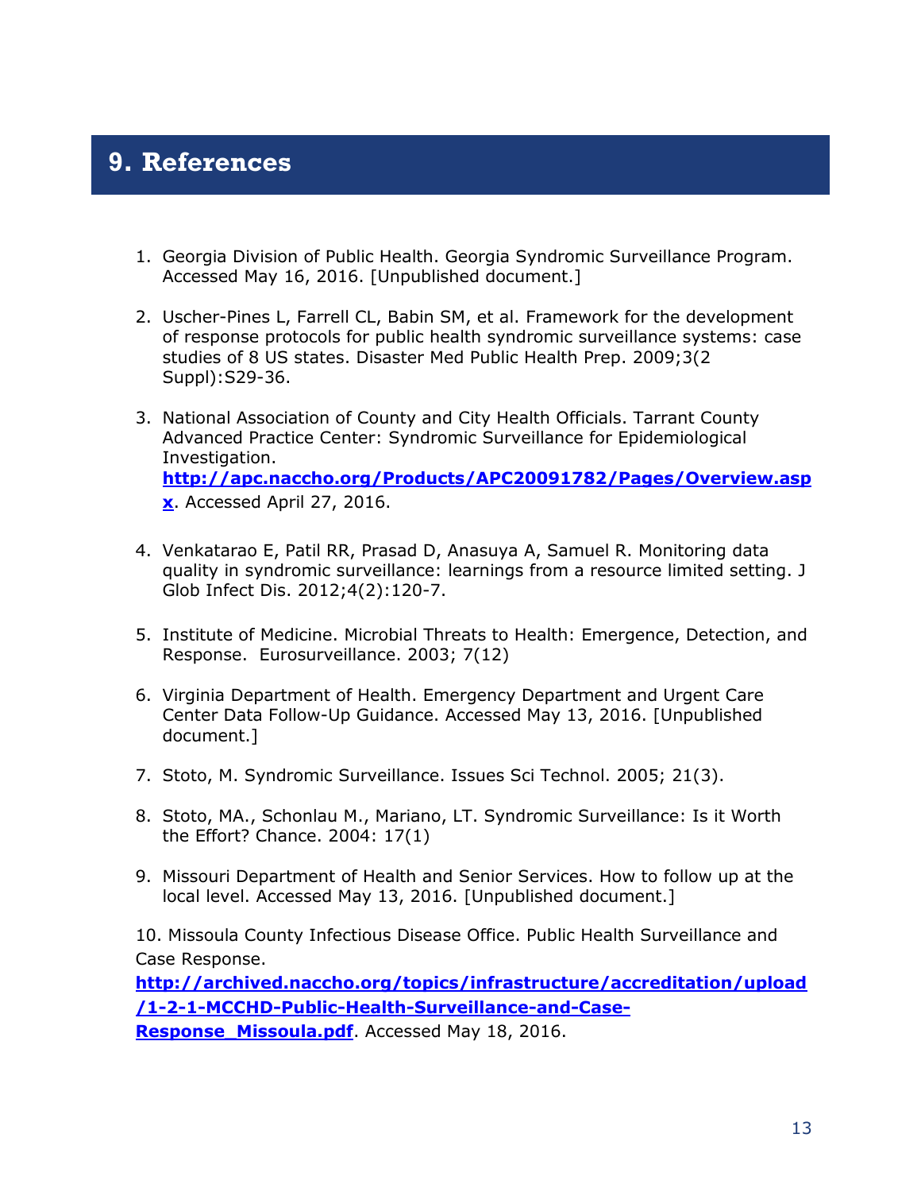# 9. References

1. Georgia Division of Public Health. Georgia Syndromic Surveillance Program. Accessed May 16, 2016. [Unpublished document.]

2. Uscher-Pines L, Farrell CL, Babin SM, et al. Framework for the development of response protocols for public health syndromic surveillance systems: case studies of 8 US states. Disaster Med Public Health Prep. 2009;3(2 Suppl):S29-36.

3. National Association of County and City Health Officials. Tarrant County Advanced Practice Center: Syndromic Surveillance for Epidemiological Investigation. **http://apc.naccho.org/Products/APC20091782/Pages/Overview.aspx**. Accessed April 27, 2016.

4. Venkatarao E, Patil RR, Prasad D, Anasuya A, Samuel R. Monitoring data quality in syndromic surveillance: learnings from a resource limited setting. J Glob Infect Dis. 2012;4(2):120-7.

5. Institute of Medicine. Microbial Threats to Health: Emergence, Detection, and Response. Eurosurveillance. 2003; 7(12)

6. Virginia Department of Health. Emergency Department and Urgent Care Center Data Follow-Up Guidance. Accessed May 13, 2016. [Unpublished document.]

7. Stoto, M. Syndromic Surveillance. Issues Sci Technol. 2005; 21(3).

8. Stoto, MA., Schonlau M., Mariano, LT. Syndromic Surveillance: Is it Worth the Effort? Chance. 2004: 17(1)

9. Missouri Department of Health and Senior Services. How to follow up at the local level. Accessed May 13, 2016. [Unpublished document.]

10. Missoula County Infectious Disease Office. Public Health Surveillance and Case Response. **http://archived.naccho.org/topics/infrastructure/accreditation/upload/1-2-1-MCCHD-Public-Health-Surveillance-and-Case-Response_Missoula.pdf**. Accessed May 18, 2016.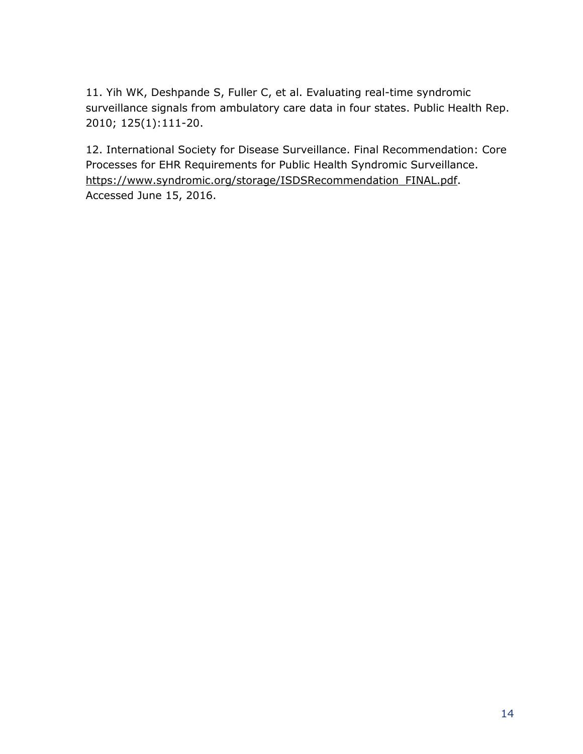11. Yih WK, Deshpande S, Fuller C, et al. Evaluating real-time syndromic surveillance signals from ambulatory care data in four states. Public Health Rep. 2010; 125(1):111-20.

12. International Society for Disease Surveillance. Final Recommendation: Core Processes for EHR Requirements for Public Health Syndromic Surveillance. https://www.syndromic.org/storage/ISDSRecommendation_FINAL.pdf. Accessed June 15, 2016.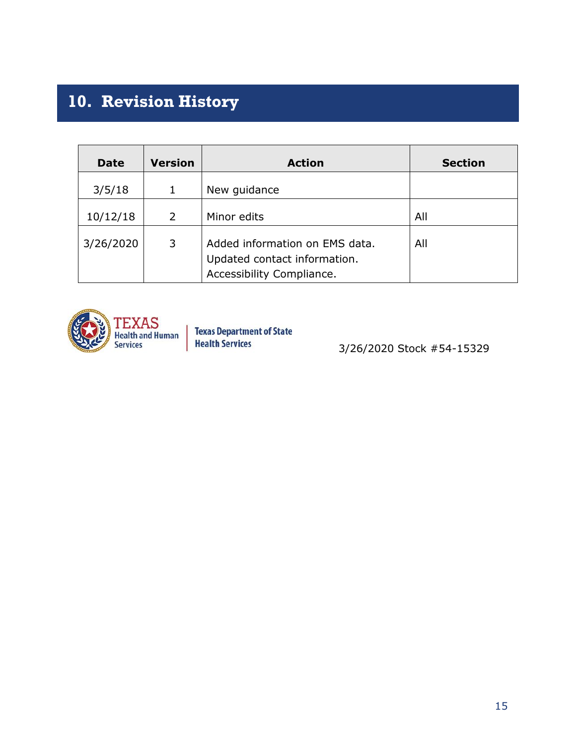# 10. Revision History

| Date | Version | Action | Section |
| --- | --- | --- | --- |
| 3/5/18 | 1 | New guidance | |
| 10/12/18 | 2 | Minor edits | All |
| 3/26/2020 | 3 | Added information on EMS data. Updated contact information. Accessibility Compliance. | All |

TEXAS Health and Human Services | Texas Department of State Health Services

3/26/2020 Stock #54-15329